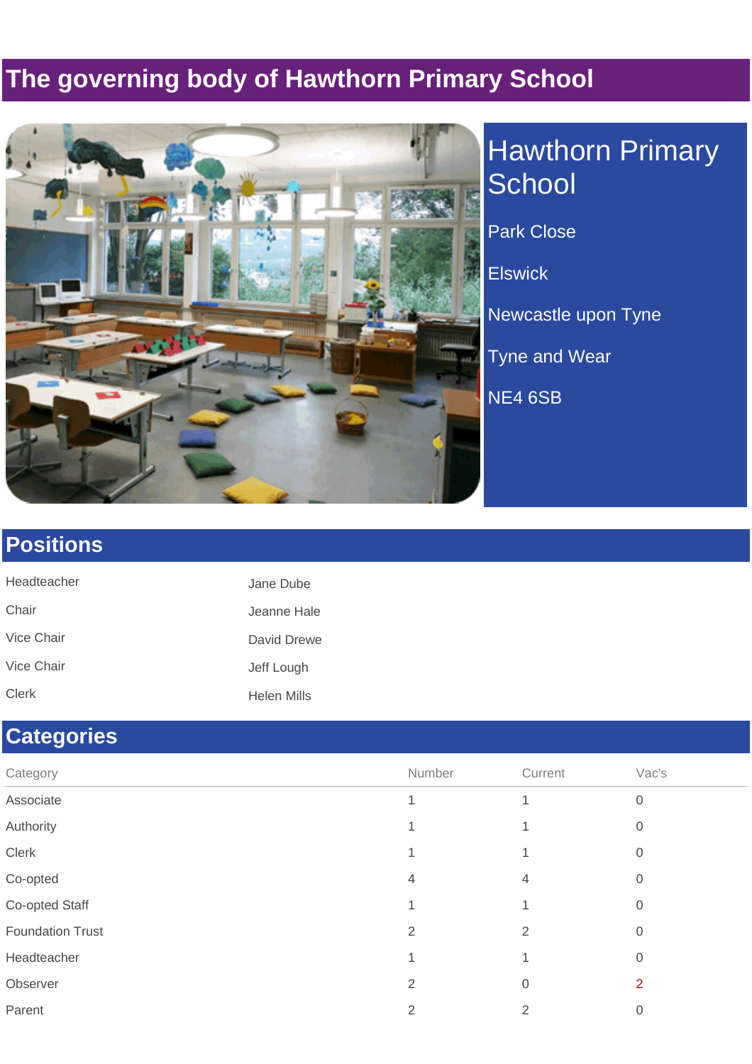# The governing body of Hawthorn Primary School

## Hawthorn Primary School

Park Close

Elswick

Newcastle upon Tyne

Tyne and Wear

NE4 6SB

## Positions

| | |
|---|---|
| Headteacher | Jane Dube |
| Chair | Jeanne Hale |
| Vice Chair | David Drewe |
| Vice Chair | Jeff Lough |
| Clerk | Helen Mills |

## Categories

| Category | Number | Current | Vac's |
|---|---|---|---|
| Associate | 1 | 1 | 0 |
| Authority | 1 | 1 | 0 |
| Clerk | 1 | 1 | 0 |
| Co-opted | 4 | 4 | 0 |
| Co-opted Staff | 1 | 1 | 0 |
| Foundation Trust | 2 | 2 | 0 |
| Headteacher | 1 | 1 | 0 |
| Observer | 2 | 0 | 2 |
| Parent | 2 | 2 | 0 |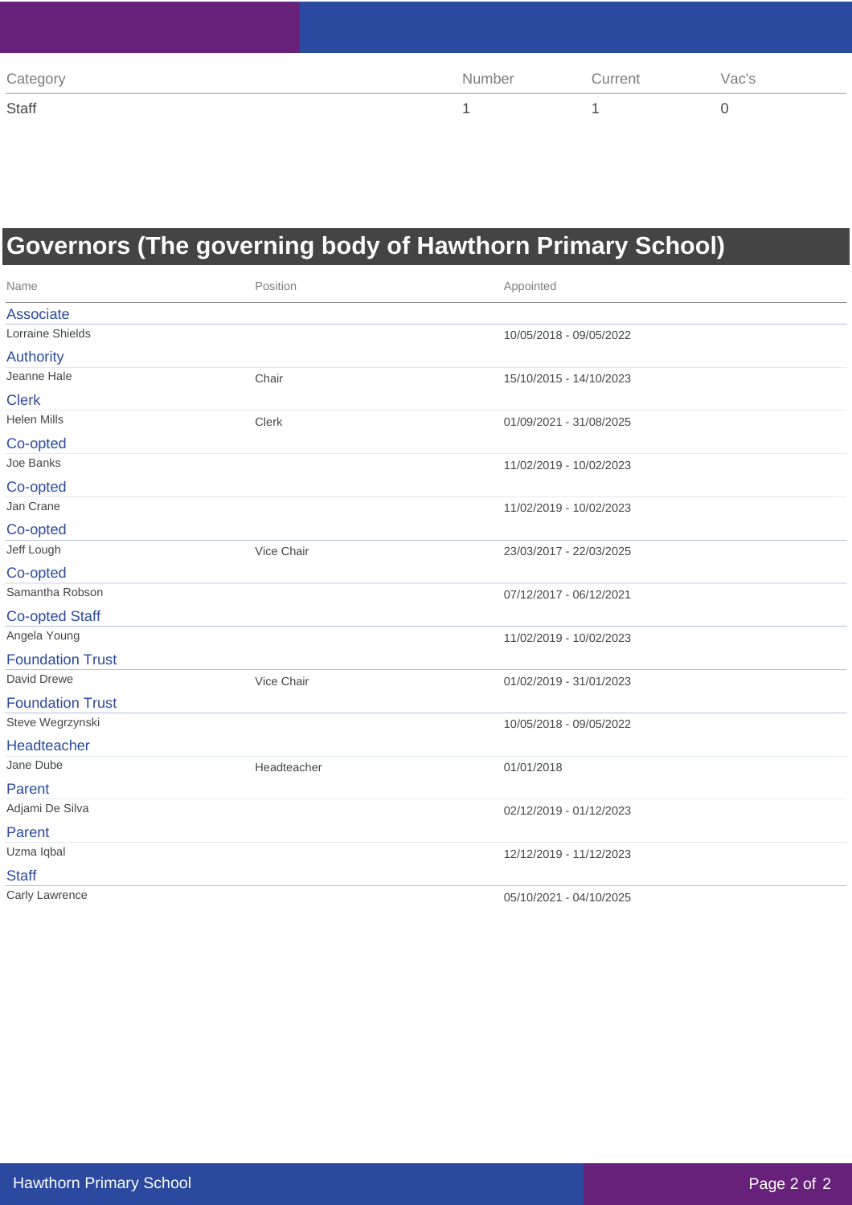| Category | Number | Current | Vac's |
| --- | --- | --- | --- |
| Staff | 1 | 1 | 0 |

## Governors (The governing body of Hawthorn Primary School)

| Name | Position | Appointed |
| --- | --- | --- |
| **Associate** | | |
| Lorraine Shields | | 10/05/2018 - 09/05/2022 |
| **Authority** | | |
| Jeanne Hale | Chair | 15/10/2015 - 14/10/2023 |
| **Clerk** | | |
| Helen Mills | Clerk | 01/09/2021 - 31/08/2025 |
| **Co-opted** | | |
| Joe Banks | | 11/02/2019 - 10/02/2023 |
| **Co-opted** | | |
| Jan Crane | | 11/02/2019 - 10/02/2023 |
| **Co-opted** | | |
| Jeff Lough | Vice Chair | 23/03/2017 - 22/03/2025 |
| **Co-opted** | | |
| Samantha Robson | | 07/12/2017 - 06/12/2021 |
| **Co-opted Staff** | | |
| Angela Young | | 11/02/2019 - 10/02/2023 |
| **Foundation Trust** | | |
| David Drewe | Vice Chair | 01/02/2019 - 31/01/2023 |
| **Foundation Trust** | | |
| Steve Wegrzynski | | 10/05/2018 - 09/05/2022 |
| **Headteacher** | | |
| Jane Dube | Headteacher | 01/01/2018 |
| **Parent** | | |
| Adjami De Silva | | 02/12/2019 - 01/12/2023 |
| **Parent** | | |
| Uzma Iqbal | | 12/12/2019 - 11/12/2023 |
| **Staff** | | |
| Carly Lawrence | | 05/10/2021 - 04/10/2025 |